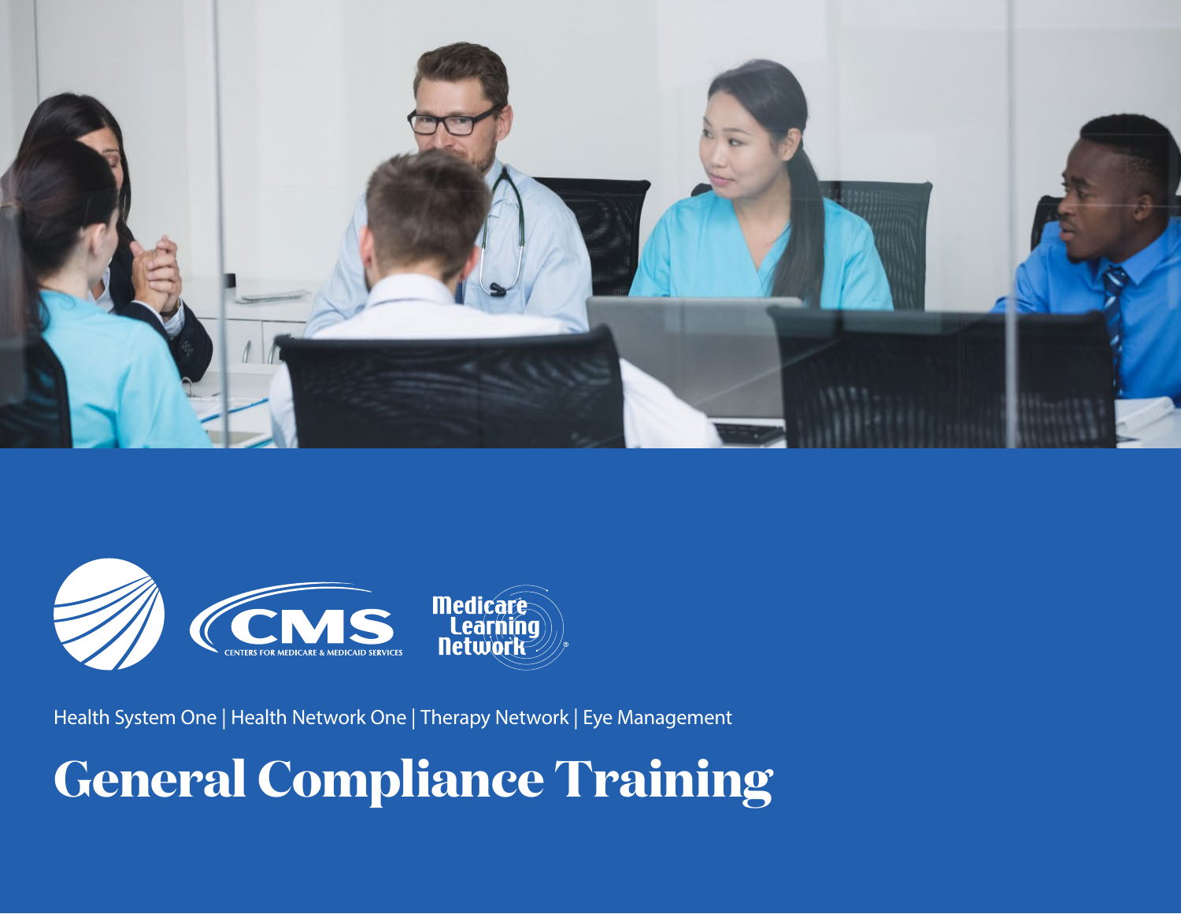Health System One | Health Network One | Therapy Network | Eye Management

# General Compliance Training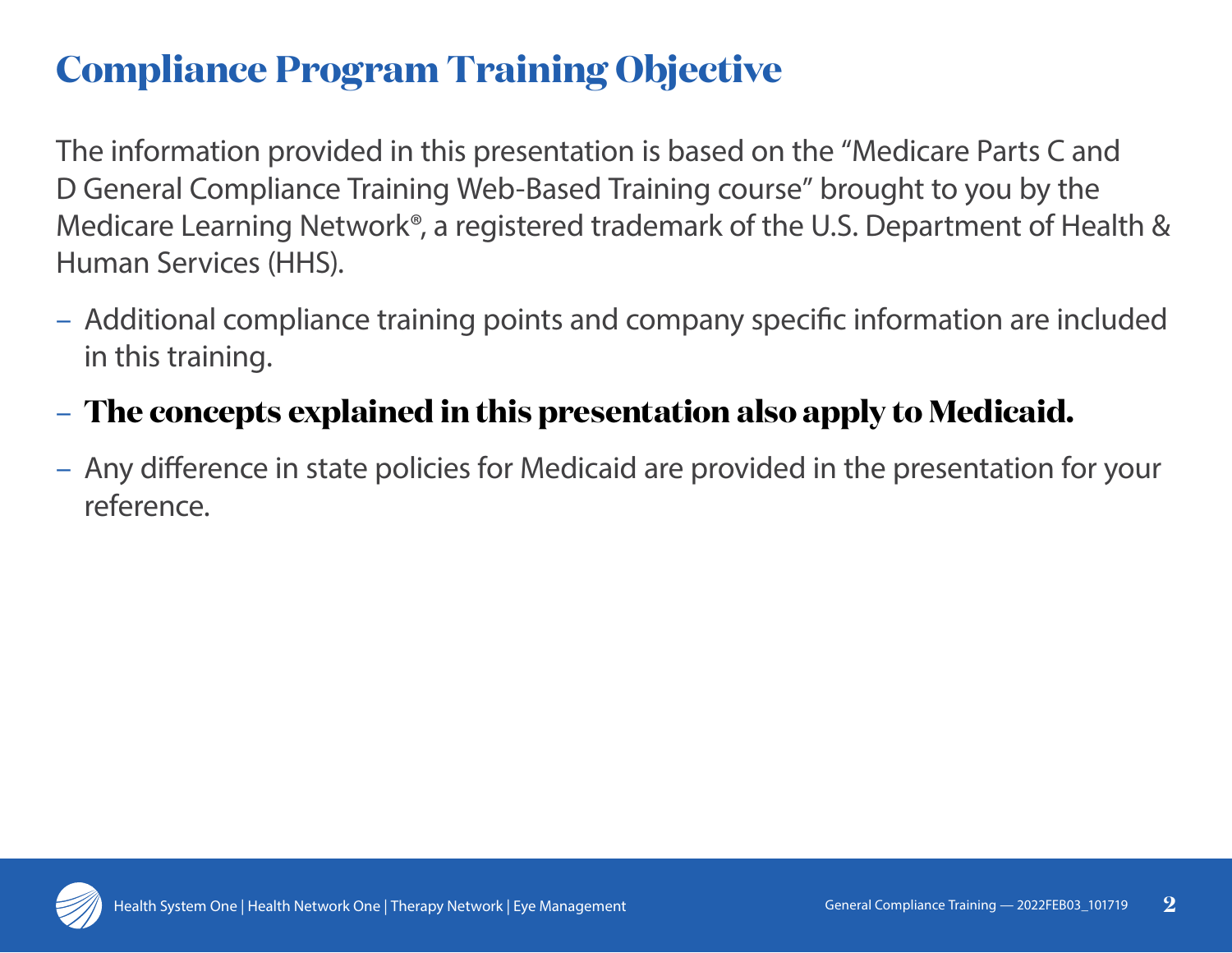# Compliance Program Training Objective

The information provided in this presentation is based on the "Medicare Parts C and D General Compliance Training Web-Based Training course" brought to you by the Medicare Learning Network®, a registered trademark of the U.S. Department of Health & Human Services (HHS).

- Additional compliance training points and company specific information are included in this training.
- **The concepts explained in this presentation also apply to Medicaid.**
- Any difference in state policies for Medicaid are provided in the presentation for your reference.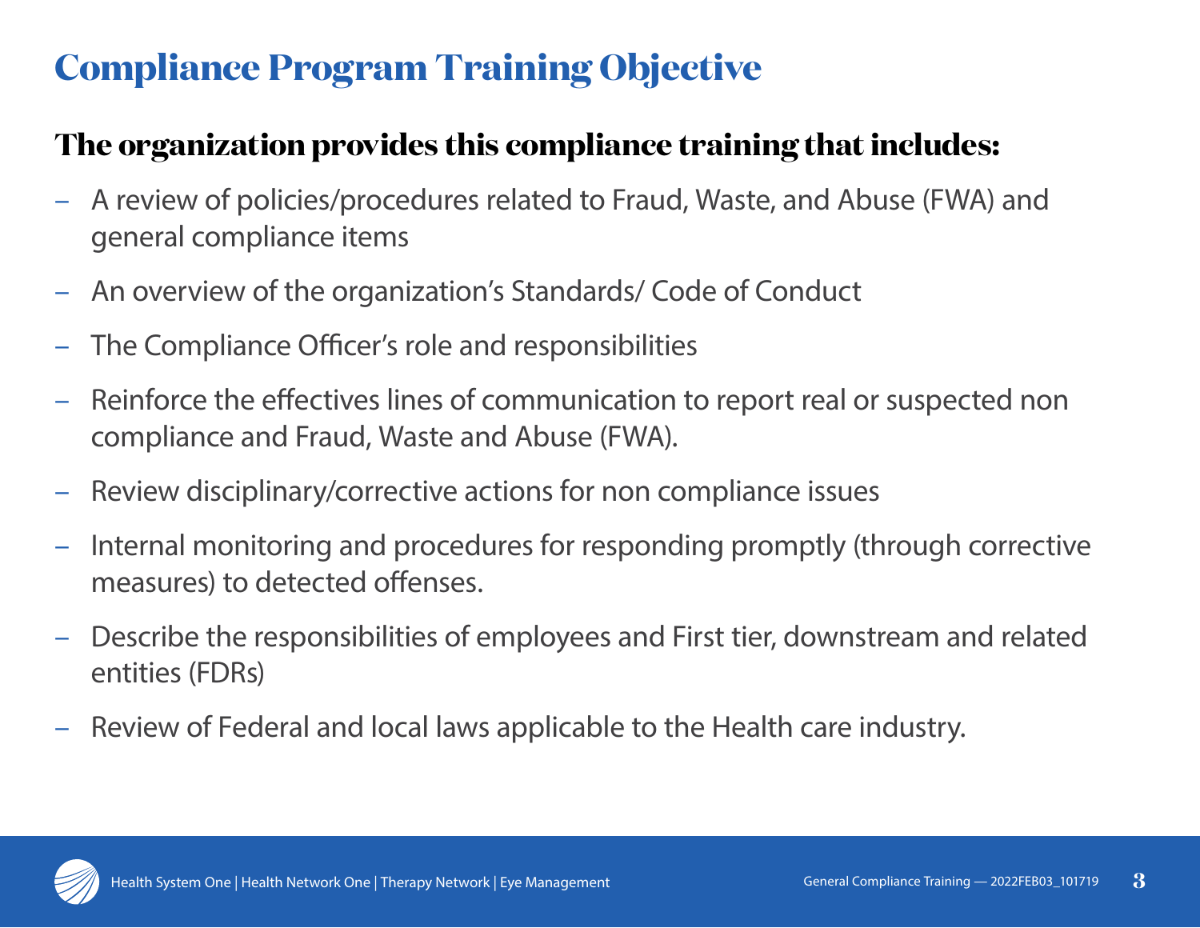# Compliance Program Training Objective

## The organization provides this compliance training that includes:

- A review of policies/procedures related to Fraud, Waste, and Abuse (FWA) and general compliance items
- An overview of the organization's Standards/ Code of Conduct
- The Compliance Officer's role and responsibilities
- Reinforce the effectives lines of communication to report real or suspected non compliance and Fraud, Waste and Abuse (FWA).
- Review disciplinary/corrective actions for non compliance issues
- Internal monitoring and procedures for responding promptly (through corrective measures) to detected offenses.
- Describe the responsibilities of employees and First tier, downstream and related entities (FDRs)
- Review of Federal and local laws applicable to the Health care industry.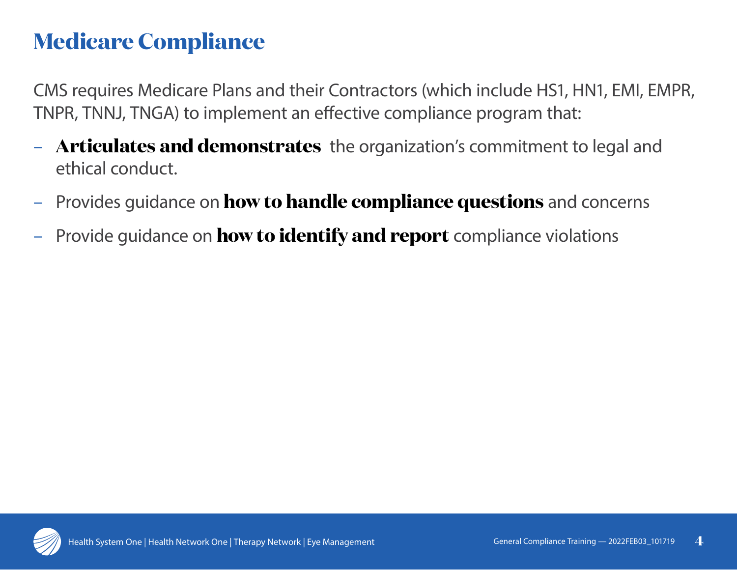# Medicare Compliance

CMS requires Medicare Plans and their Contractors (which include HS1, HN1, EMI, EMPR, TNPR, TNNJ, TNGA) to implement an effective compliance program that:

- **Articulates and demonstrates** the organization's commitment to legal and ethical conduct.
- Provides guidance on **how to handle compliance questions** and concerns
- Provide guidance on **how to identify and report** compliance violations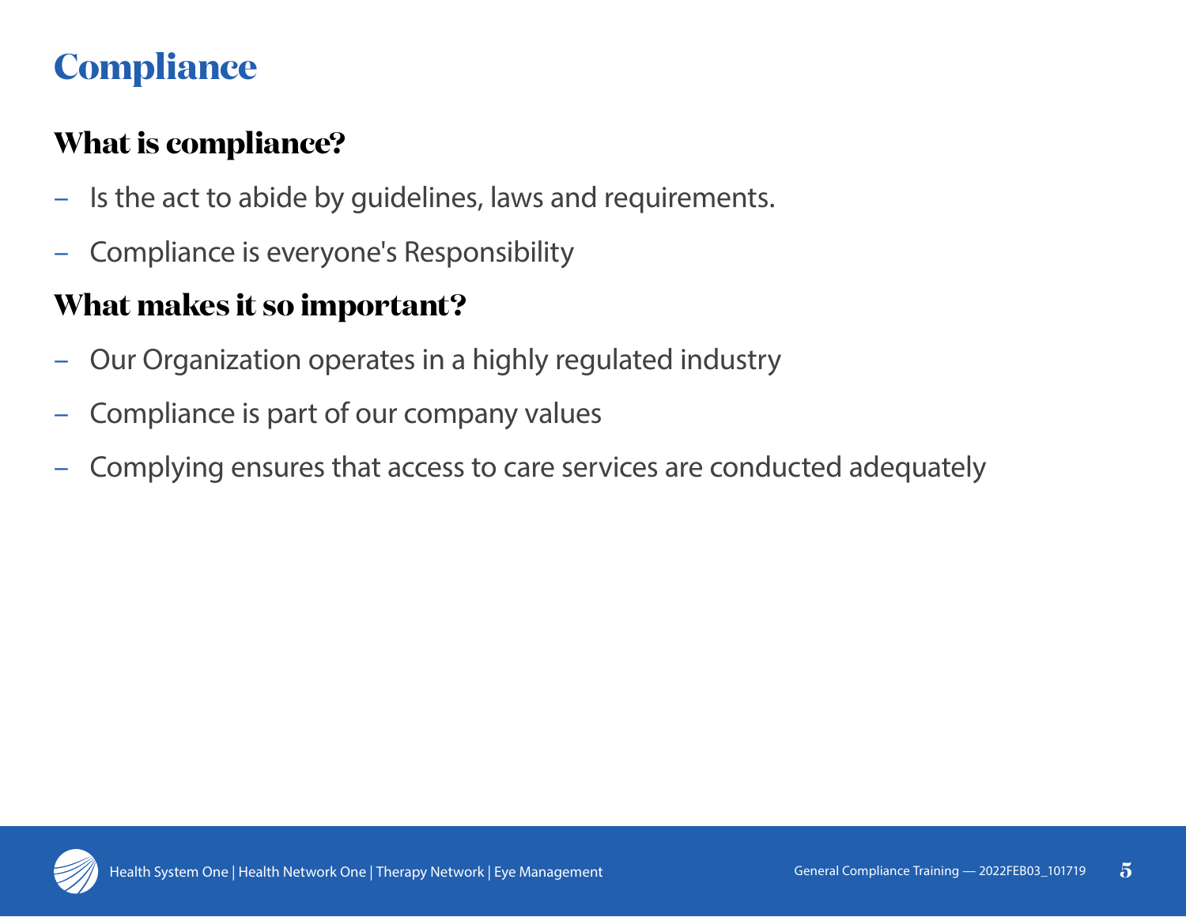# Compliance

## What is compliance?

- Is the act to abide by guidelines, laws and requirements.
- Compliance is everyone's Responsibility

## What makes it so important?

- Our Organization operates in a highly regulated industry
- Compliance is part of our company values
- Complying ensures that access to care services are conducted adequately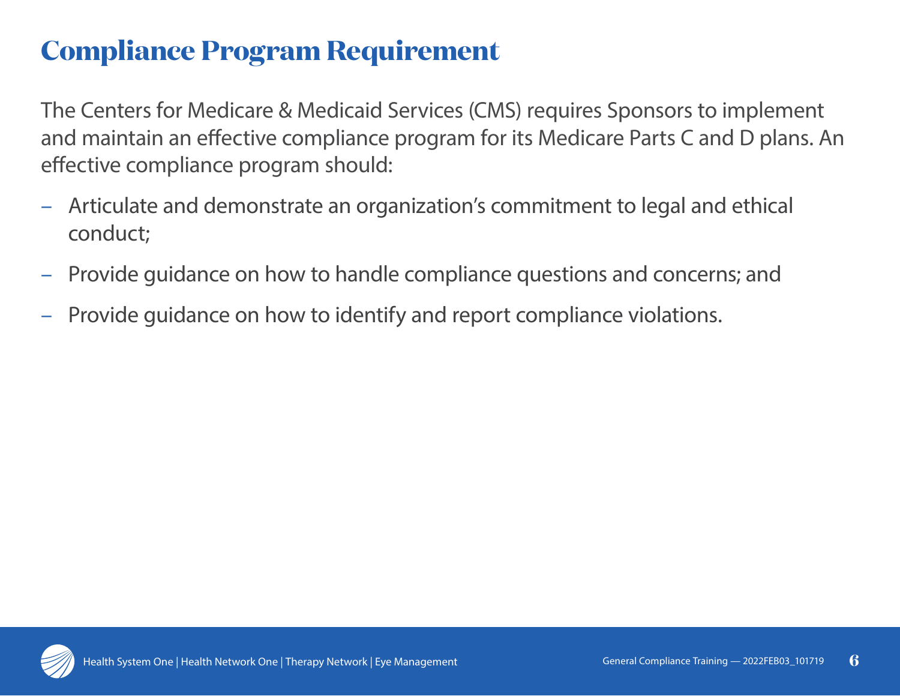# Compliance Program Requirement

The Centers for Medicare & Medicaid Services (CMS) requires Sponsors to implement and maintain an effective compliance program for its Medicare Parts C and D plans. An effective compliance program should:

- Articulate and demonstrate an organization's commitment to legal and ethical conduct;
- Provide guidance on how to handle compliance questions and concerns; and
- Provide guidance on how to identify and report compliance violations.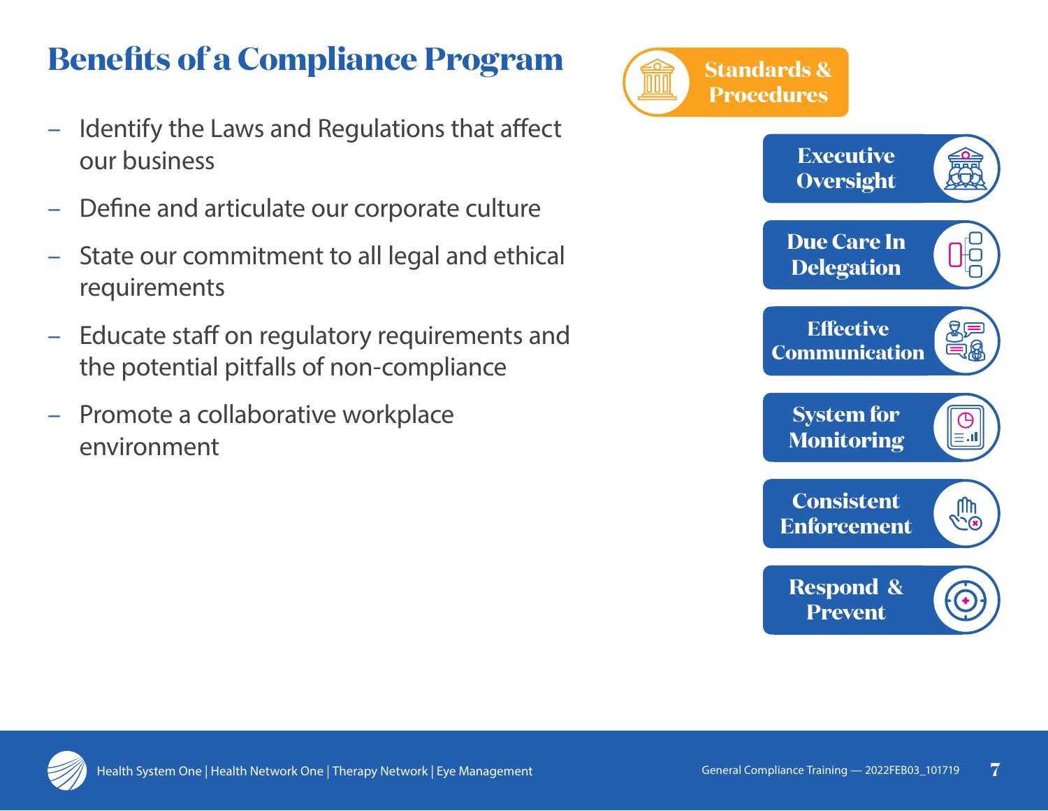# Benefits of a Compliance Program

- Identify the Laws and Regulations that affect our business
- Define and articulate our corporate culture
- State our commitment to all legal and ethical requirements
- Educate staff on regulatory requirements and the potential pitfalls of non-compliance
- Promote a collaborative workplace environment

**Standards & Procedures**

**Executive Oversight**

**Due Care In Delegation**

**Effective Communication**

**System for Monitoring**

**Consistent Enforcement**

**Respond & Prevent**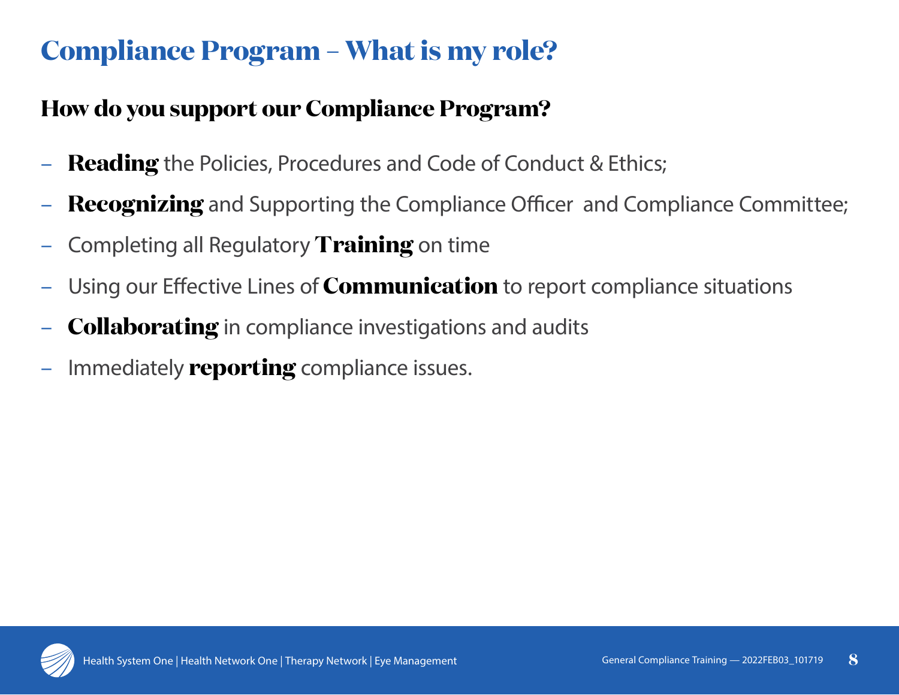# Compliance Program – What is my role?

## How do you support our Compliance Program?

- **Reading** the Policies, Procedures and Code of Conduct & Ethics;
- **Recognizing** and Supporting the Compliance Officer and Compliance Committee;
- Completing all Regulatory **Training** on time
- Using our Effective Lines of **Communication** to report compliance situations
- **Collaborating** in compliance investigations and audits
- Immediately **reporting** compliance issues.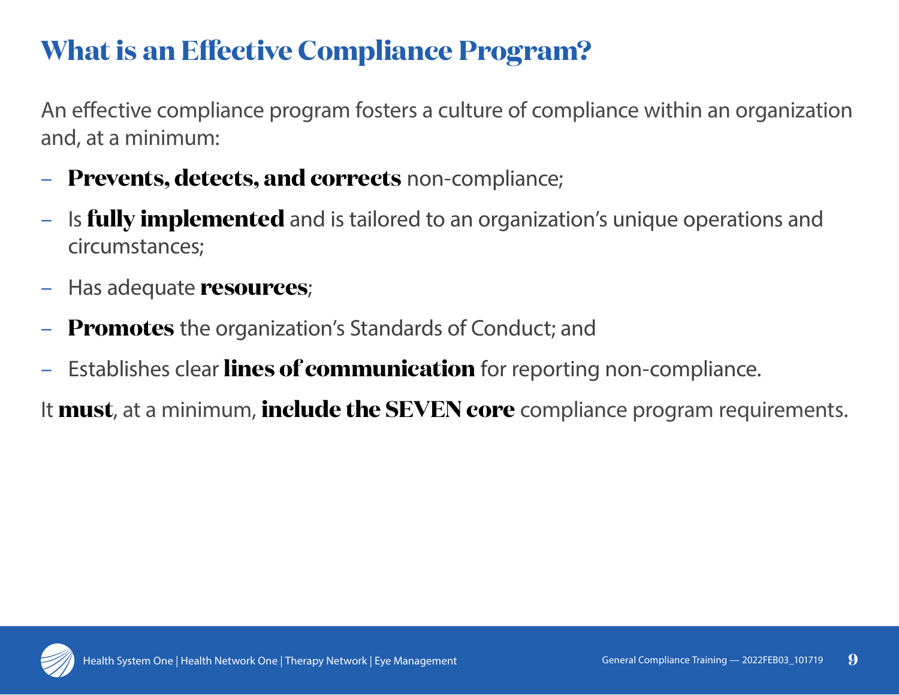# What is an Effective Compliance Program?

An effective compliance program fosters a culture of compliance within an organization and, at a minimum:

- **Prevents, detects, and corrects** non-compliance;
- Is **fully implemented** and is tailored to an organization's unique operations and circumstances;
- Has adequate **resources**;
- **Promotes** the organization's Standards of Conduct; and
- Establishes clear **lines of communication** for reporting non-compliance.

It **must**, at a minimum, **include the SEVEN core** compliance program requirements.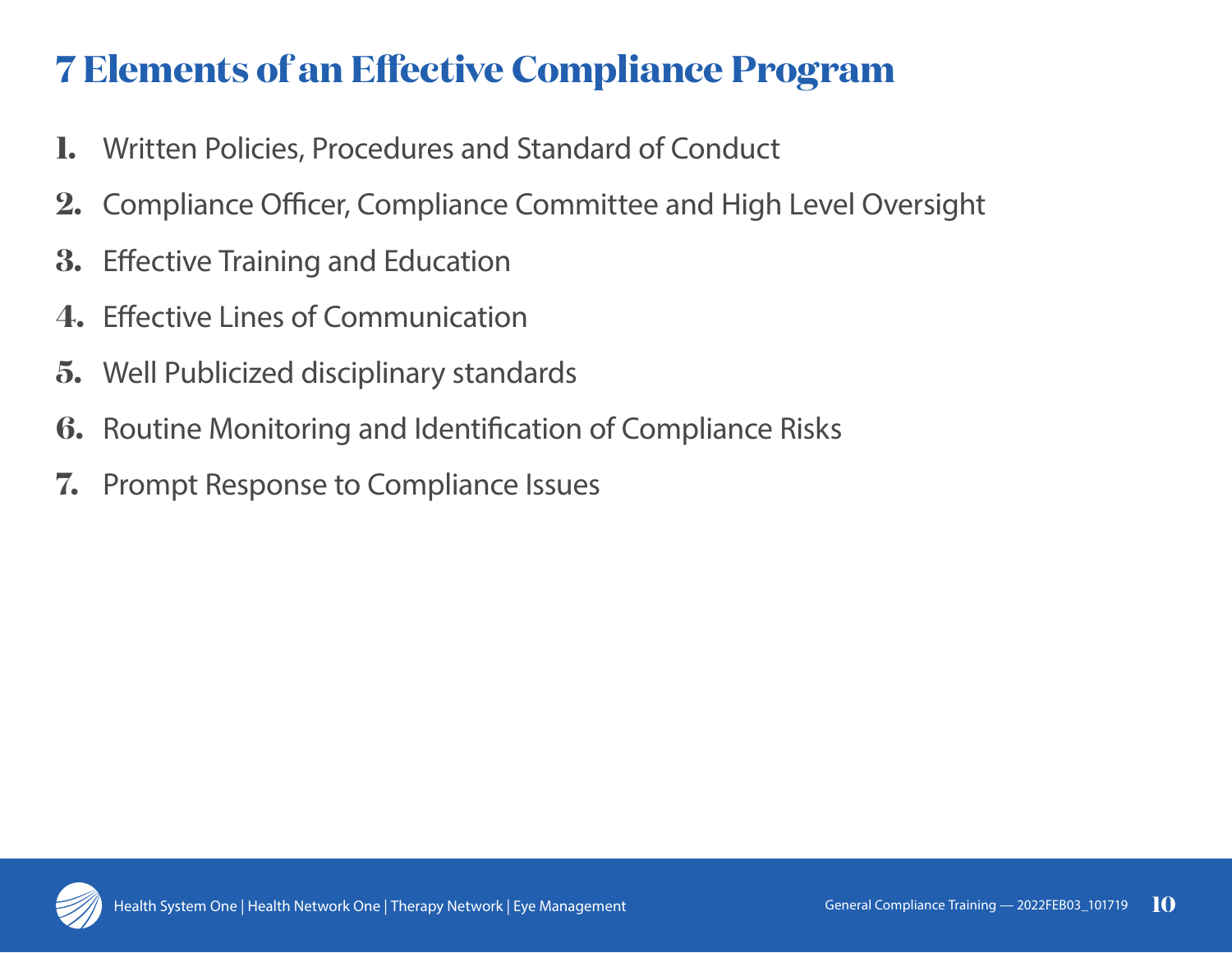# 7 Elements of an Effective Compliance Program

1. Written Policies, Procedures and Standard of Conduct
2. Compliance Officer, Compliance Committee and High Level Oversight
3. Effective Training and Education
4. Effective Lines of Communication
5. Well Publicized disciplinary standards
6. Routine Monitoring and Identification of Compliance Risks
7. Prompt Response to Compliance Issues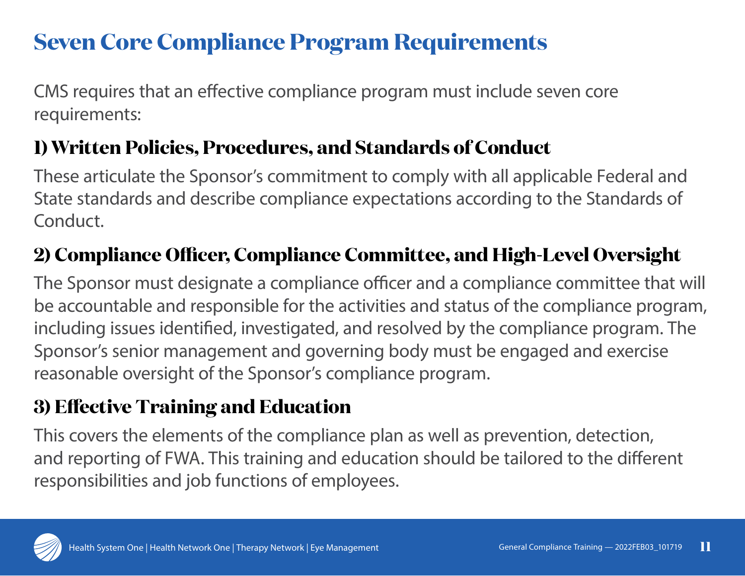# Seven Core Compliance Program Requirements

CMS requires that an effective compliance program must include seven core requirements:

## 1) Written Policies, Procedures, and Standards of Conduct

These articulate the Sponsor's commitment to comply with all applicable Federal and State standards and describe compliance expectations according to the Standards of Conduct.

## 2) Compliance Officer, Compliance Committee, and High-Level Oversight

The Sponsor must designate a compliance officer and a compliance committee that will be accountable and responsible for the activities and status of the compliance program, including issues identified, investigated, and resolved by the compliance program. The Sponsor's senior management and governing body must be engaged and exercise reasonable oversight of the Sponsor's compliance program.

## 3) Effective Training and Education

This covers the elements of the compliance plan as well as prevention, detection, and reporting of FWA. This training and education should be tailored to the different responsibilities and job functions of employees.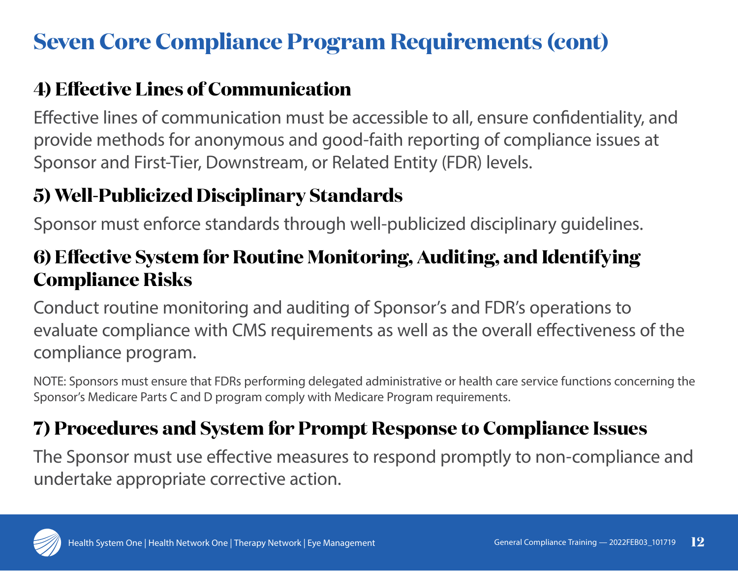# Seven Core Compliance Program Requirements (cont)

## 4) Effective Lines of Communication

Effective lines of communication must be accessible to all, ensure confidentiality, and provide methods for anonymous and good-faith reporting of compliance issues at Sponsor and First-Tier, Downstream, or Related Entity (FDR) levels.

## 5) Well-Publicized Disciplinary Standards

Sponsor must enforce standards through well-publicized disciplinary guidelines.

## 6) Effective System for Routine Monitoring, Auditing, and Identifying Compliance Risks

Conduct routine monitoring and auditing of Sponsor's and FDR's operations to evaluate compliance with CMS requirements as well as the overall effectiveness of the compliance program.

NOTE: Sponsors must ensure that FDRs performing delegated administrative or health care service functions concerning the Sponsor's Medicare Parts C and D program comply with Medicare Program requirements.

## 7) Procedures and System for Prompt Response to Compliance Issues

The Sponsor must use effective measures to respond promptly to non-compliance and undertake appropriate corrective action.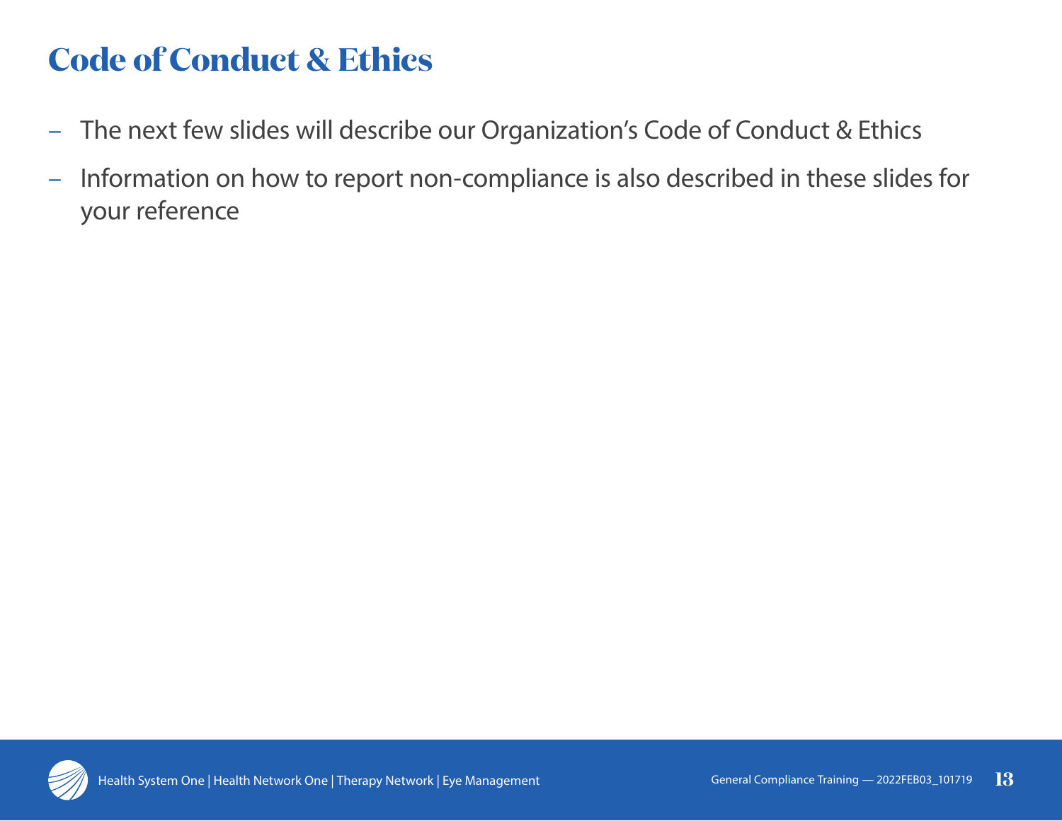# Code of Conduct & Ethics

- The next few slides will describe our Organization's Code of Conduct & Ethics
- Information on how to report non-compliance is also described in these slides for your reference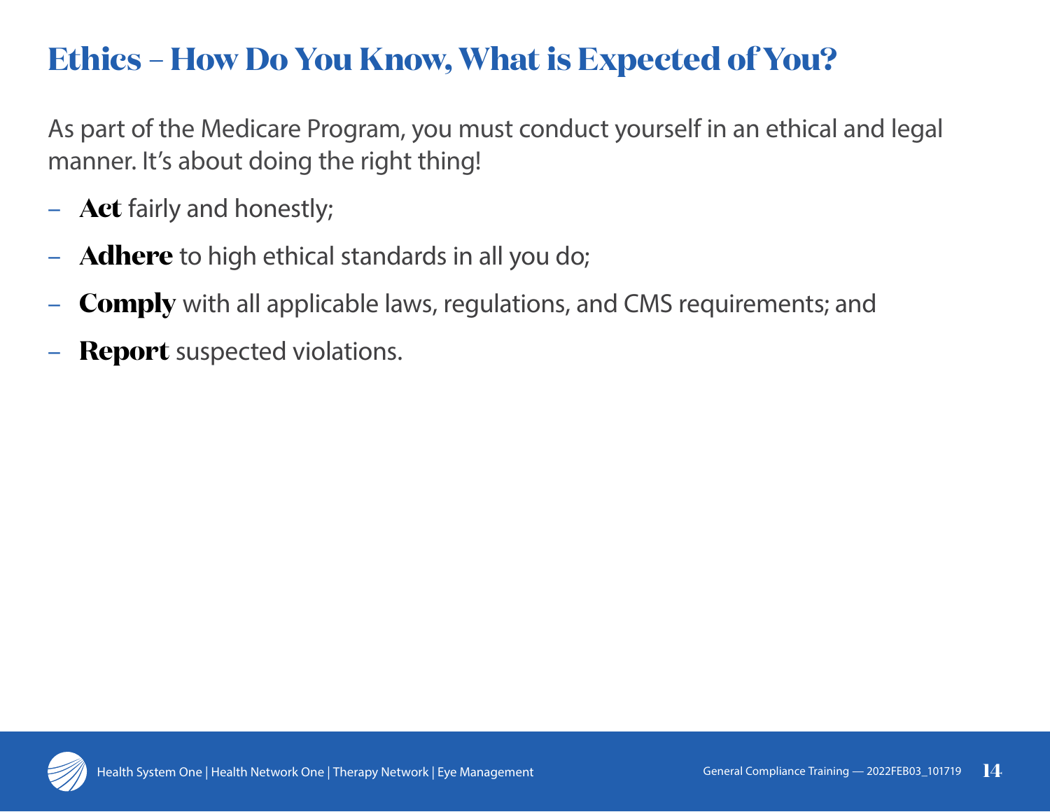# Ethics – How Do You Know, What is Expected of You?

As part of the Medicare Program, you must conduct yourself in an ethical and legal manner. It's about doing the right thing!

- **Act** fairly and honestly;
- **Adhere** to high ethical standards in all you do;
- **Comply** with all applicable laws, regulations, and CMS requirements; and
- **Report** suspected violations.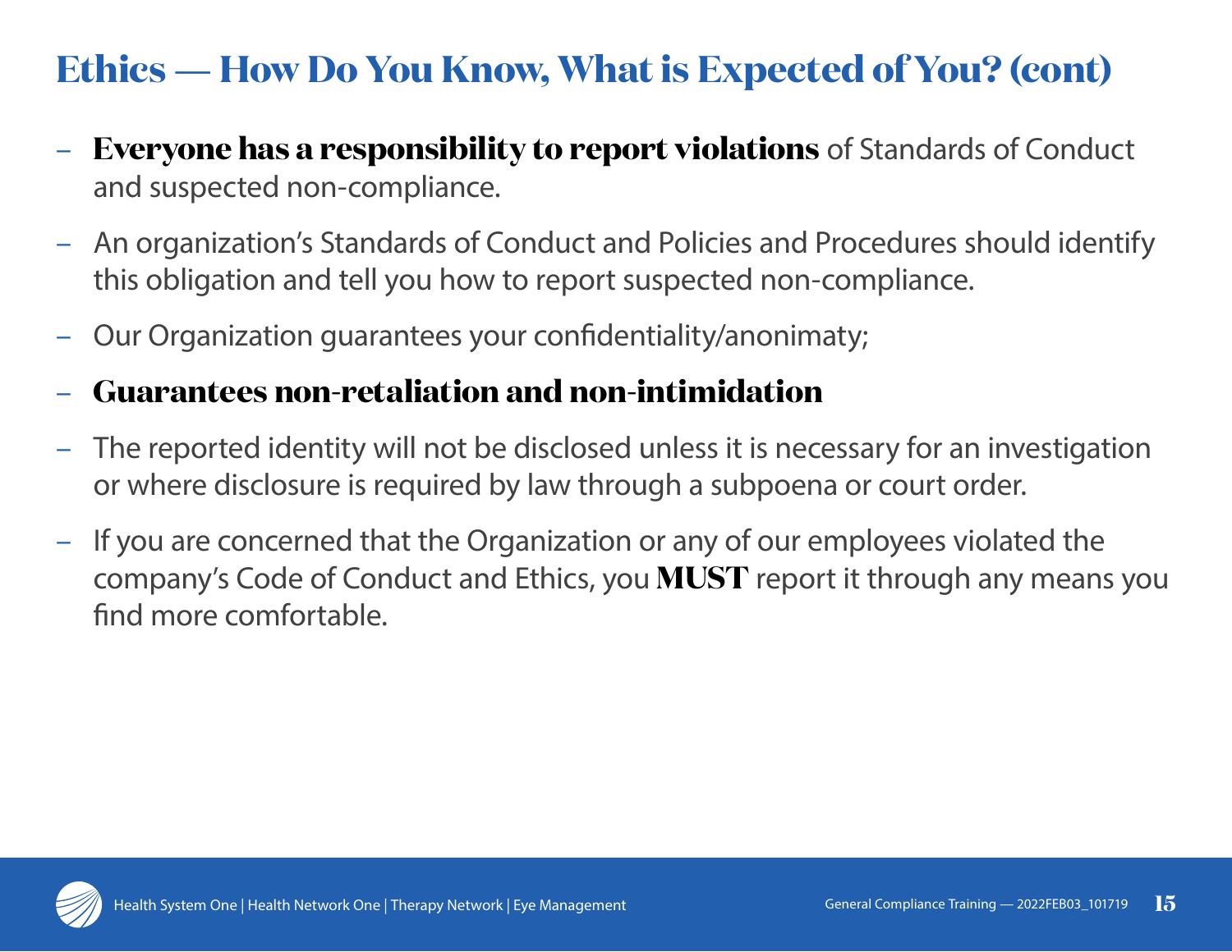# Ethics — How Do You Know, What is Expected of You? (cont)

- **Everyone has a responsibility to report violations** of Standards of Conduct and suspected non-compliance.
- An organization's Standards of Conduct and Policies and Procedures should identify this obligation and tell you how to report suspected non-compliance.
- Our Organization guarantees your confidentiality/anonimaty;
- **Guarantees non-retaliation and non-intimidation**
- The reported identity will not be disclosed unless it is necessary for an investigation or where disclosure is required by law through a subpoena or court order.
- If you are concerned that the Organization or any of our employees violated the company's Code of Conduct and Ethics, you **MUST** report it through any means you find more comfortable.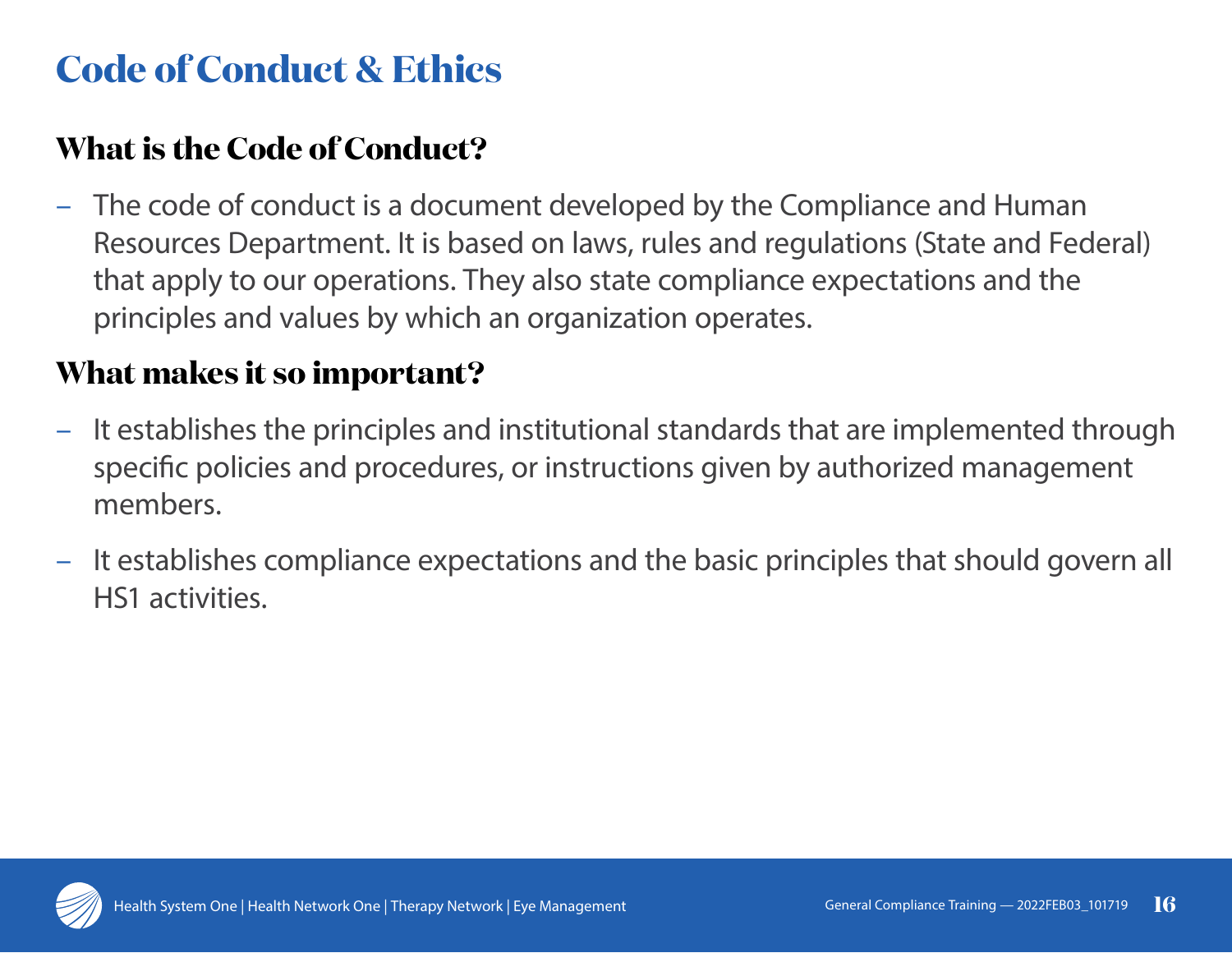# Code of Conduct & Ethics

## What is the Code of Conduct?

- The code of conduct is a document developed by the Compliance and Human Resources Department. It is based on laws, rules and regulations (State and Federal) that apply to our operations. They also state compliance expectations and the principles and values by which an organization operates.

## What makes it so important?

- It establishes the principles and institutional standards that are implemented through specific policies and procedures, or instructions given by authorized management members.
- It establishes compliance expectations and the basic principles that should govern all HS1 activities.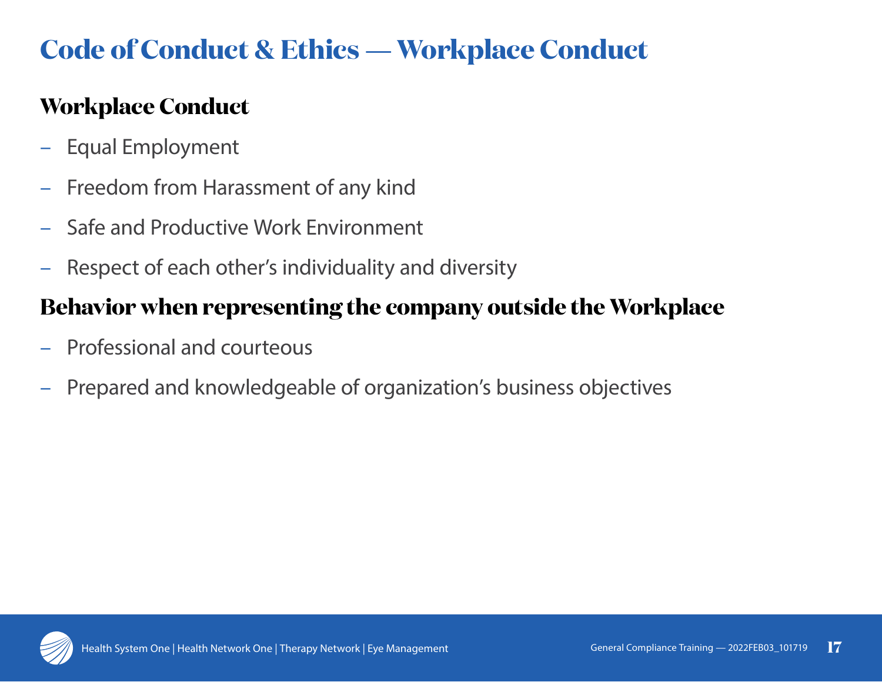# Code of Conduct & Ethics — Workplace Conduct

## Workplace Conduct

- Equal Employment
- Freedom from Harassment of any kind
- Safe and Productive Work Environment
- Respect of each other's individuality and diversity

## Behavior when representing the company outside the Workplace

- Professional and courteous
- Prepared and knowledgeable of organization's business objectives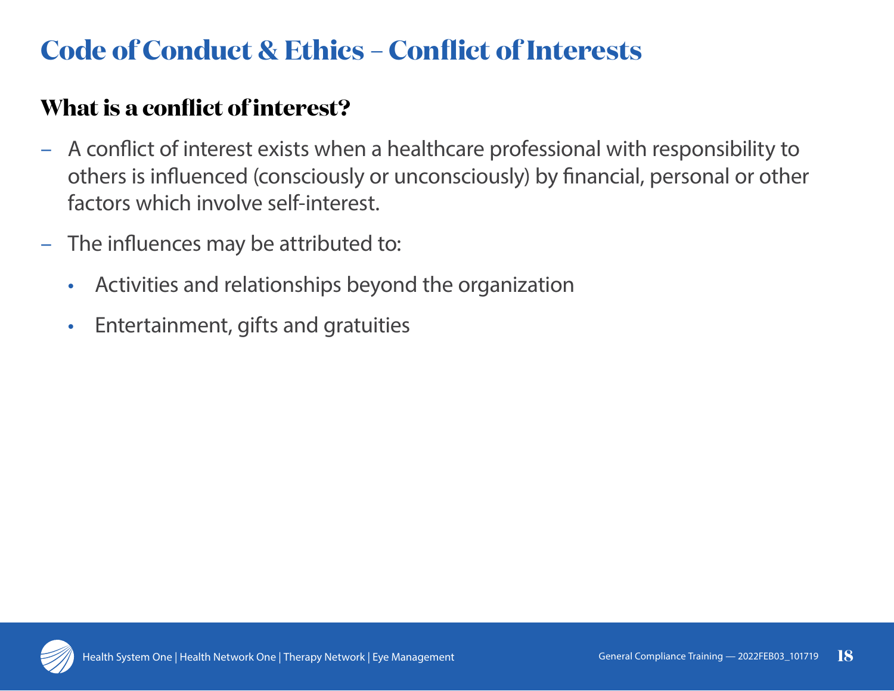# Code of Conduct & Ethics – Conflict of Interests

## What is a conflict of interest?

- A conflict of interest exists when a healthcare professional with responsibility to others is influenced (consciously or unconsciously) by financial, personal or other factors which involve self-interest.
- The influences may be attributed to:
  - Activities and relationships beyond the organization
  - Entertainment, gifts and gratuities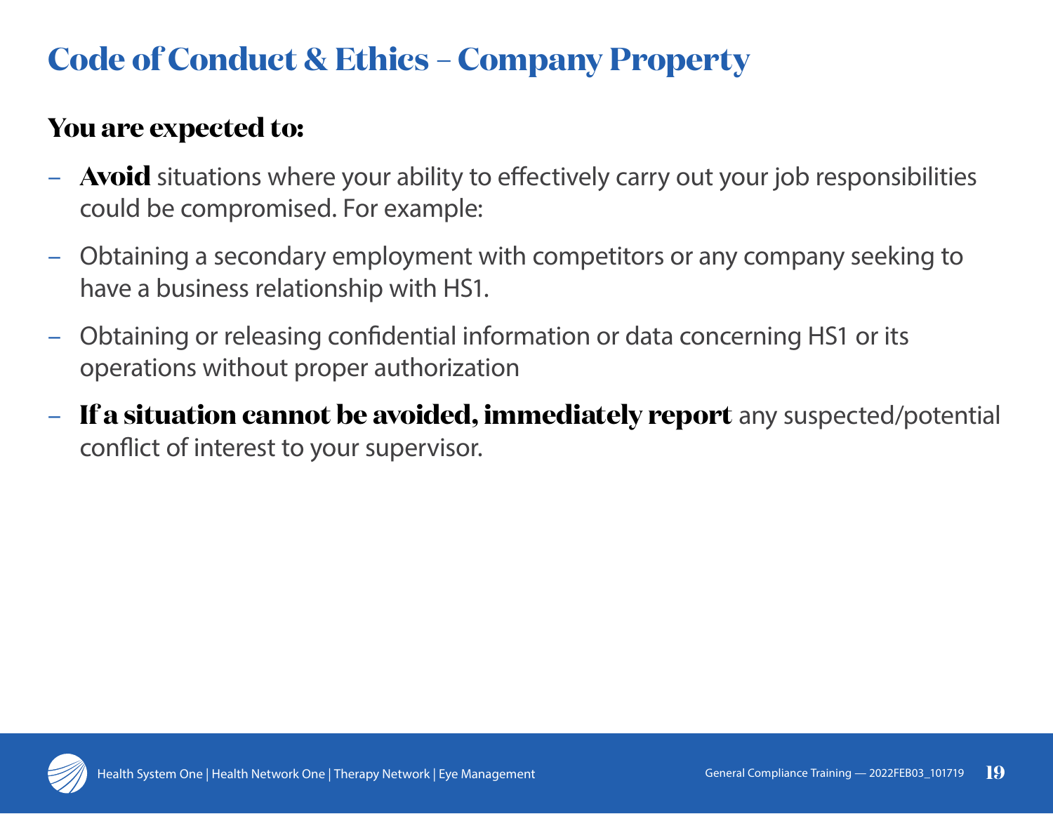# Code of Conduct & Ethics – Company Property

**You are expected to:**

- **Avoid** situations where your ability to effectively carry out your job responsibilities could be compromised. For example:
- Obtaining a secondary employment with competitors or any company seeking to have a business relationship with HS1.
- Obtaining or releasing confidential information or data concerning HS1 or its operations without proper authorization
- **If a situation cannot be avoided, immediately report** any suspected/potential conflict of interest to your supervisor.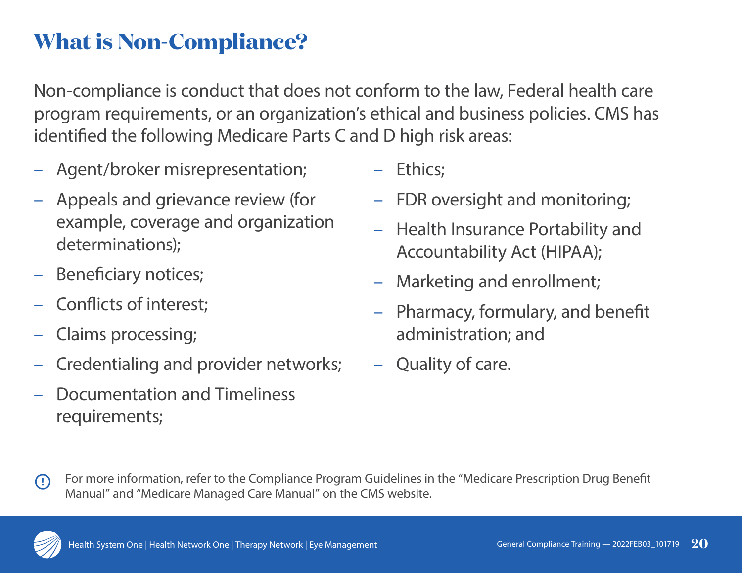# What is Non-Compliance?

Non-compliance is conduct that does not conform to the law, Federal health care program requirements, or an organization's ethical and business policies. CMS has identified the following Medicare Parts C and D high risk areas:

- Agent/broker misrepresentation;
- Appeals and grievance review (for example, coverage and organization determinations);
- Beneficiary notices;
- Conflicts of interest;
- Claims processing;
- Credentialing and provider networks;
- Documentation and Timeliness requirements;
- Ethics;
- FDR oversight and monitoring;
- Health Insurance Portability and Accountability Act (HIPAA);
- Marketing and enrollment;
- Pharmacy, formulary, and benefit administration; and
- Quality of care.

For more information, refer to the Compliance Program Guidelines in the "Medicare Prescription Drug Benefit Manual" and "Medicare Managed Care Manual" on the CMS website.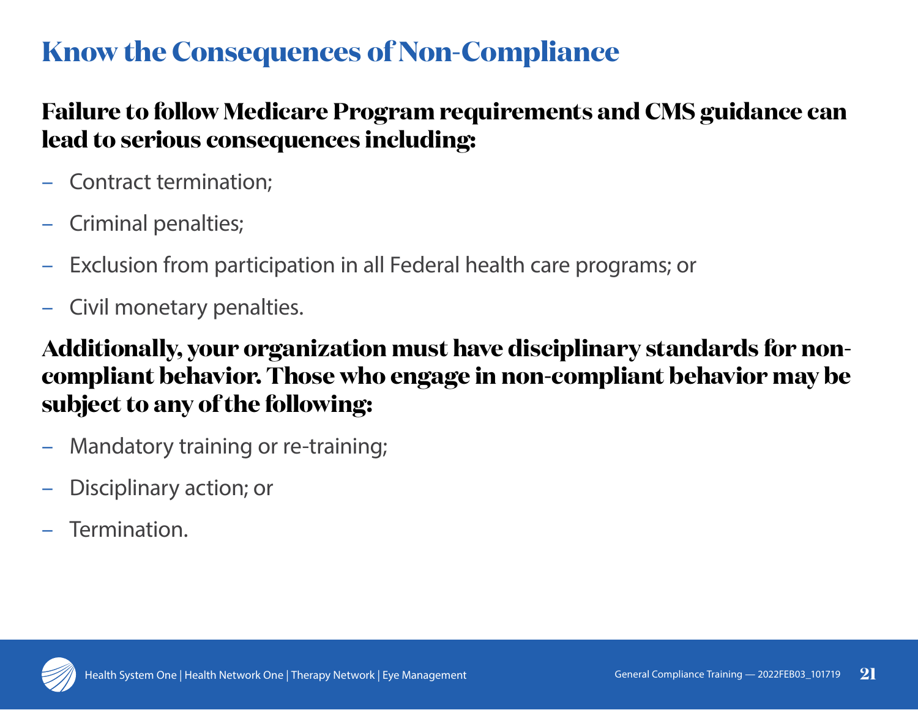# Know the Consequences of Non-Compliance

**Failure to follow Medicare Program requirements and CMS guidance can lead to serious consequences including:**

- Contract termination;
- Criminal penalties;
- Exclusion from participation in all Federal health care programs; or
- Civil monetary penalties.

**Additionally, your organization must have disciplinary standards for non-compliant behavior. Those who engage in non-compliant behavior may be subject to any of the following:**

- Mandatory training or re-training;
- Disciplinary action; or
- Termination.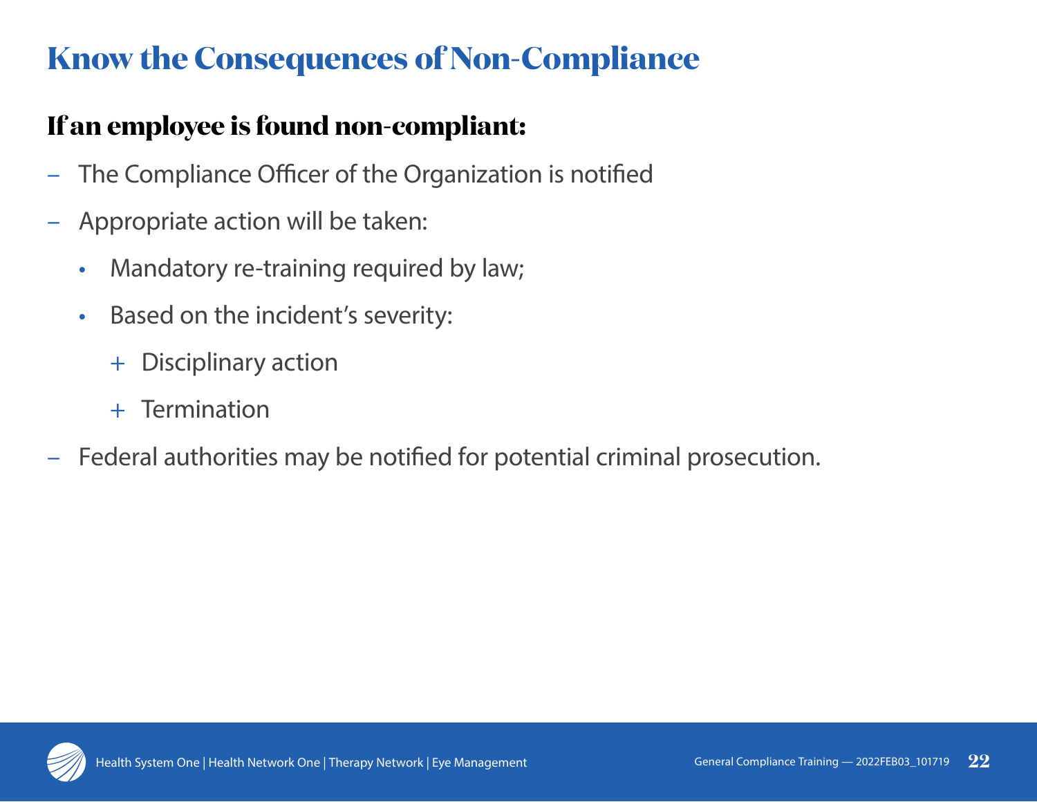# Know the Consequences of Non-Compliance

**If an employee is found non-compliant:**

- The Compliance Officer of the Organization is notified
- Appropriate action will be taken:
  - Mandatory re-training required by law;
  - Based on the incident's severity:
    - Disciplinary action
    - Termination
- Federal authorities may be notified for potential criminal prosecution.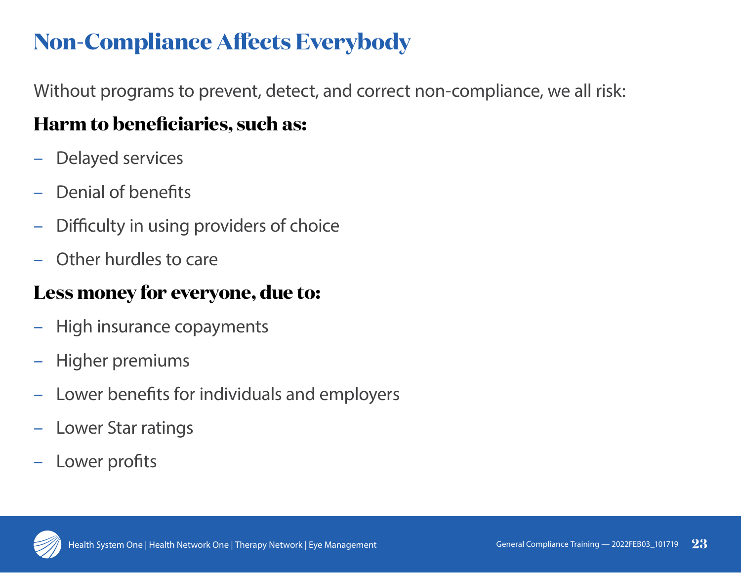# Non-Compliance Affects Everybody

Without programs to prevent, detect, and correct non-compliance, we all risk:

**Harm to beneficiaries, such as:**

- Delayed services
- Denial of benefits
- Difficulty in using providers of choice
- Other hurdles to care

**Less money for everyone, due to:**

- High insurance copayments
- Higher premiums
- Lower benefits for individuals and employers
- Lower Star ratings
- Lower profits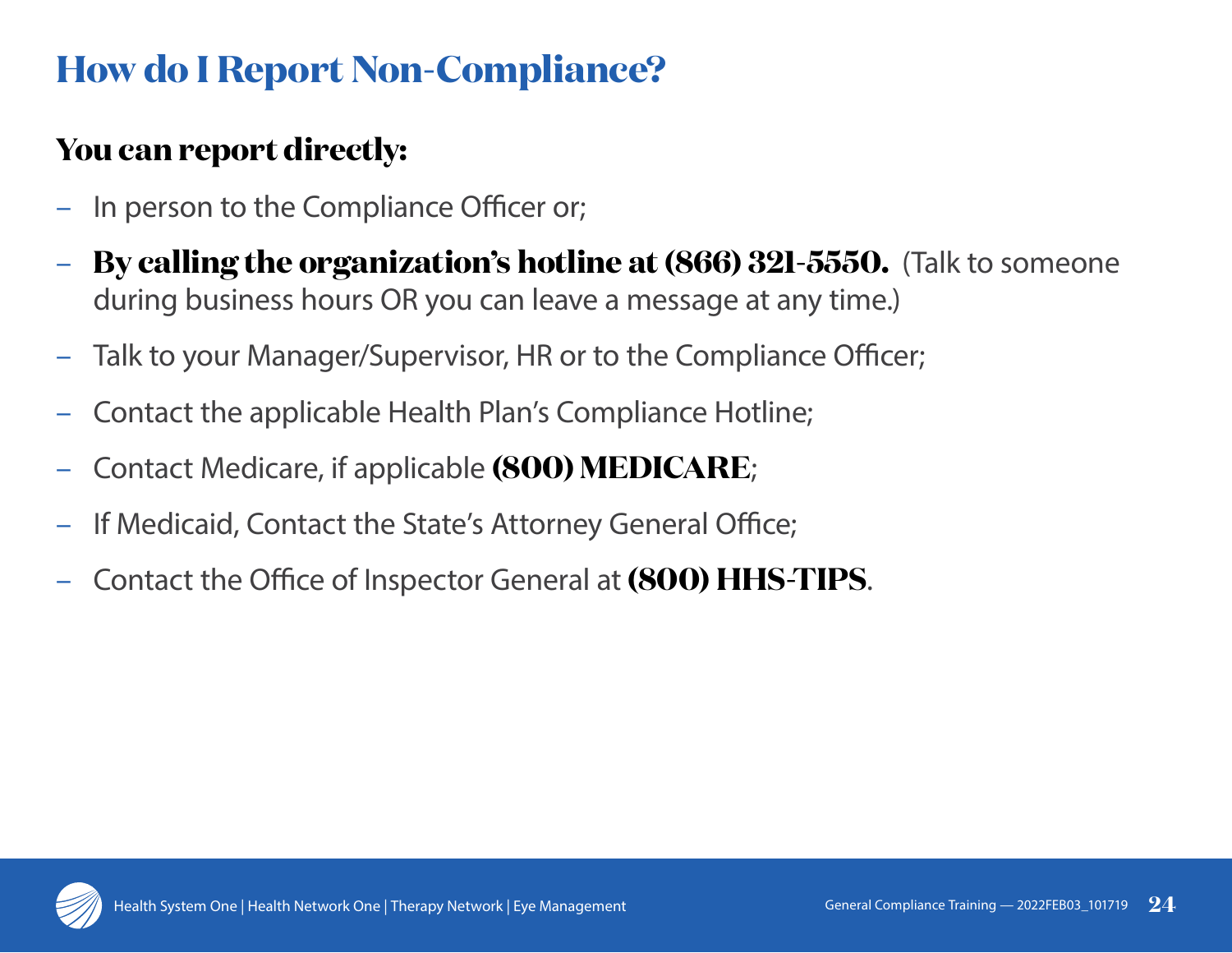# How do I Report Non-Compliance?

## You can report directly:

- In person to the Compliance Officer or;
- **By calling the organization's hotline at (866) 321-5550.** (Talk to someone during business hours OR you can leave a message at any time.)
- Talk to your Manager/Supervisor, HR or to the Compliance Officer;
- Contact the applicable Health Plan's Compliance Hotline;
- Contact Medicare, if applicable **(800) MEDICARE**;
- If Medicaid, Contact the State's Attorney General Office;
- Contact the Office of Inspector General at **(800) HHS-TIPS**.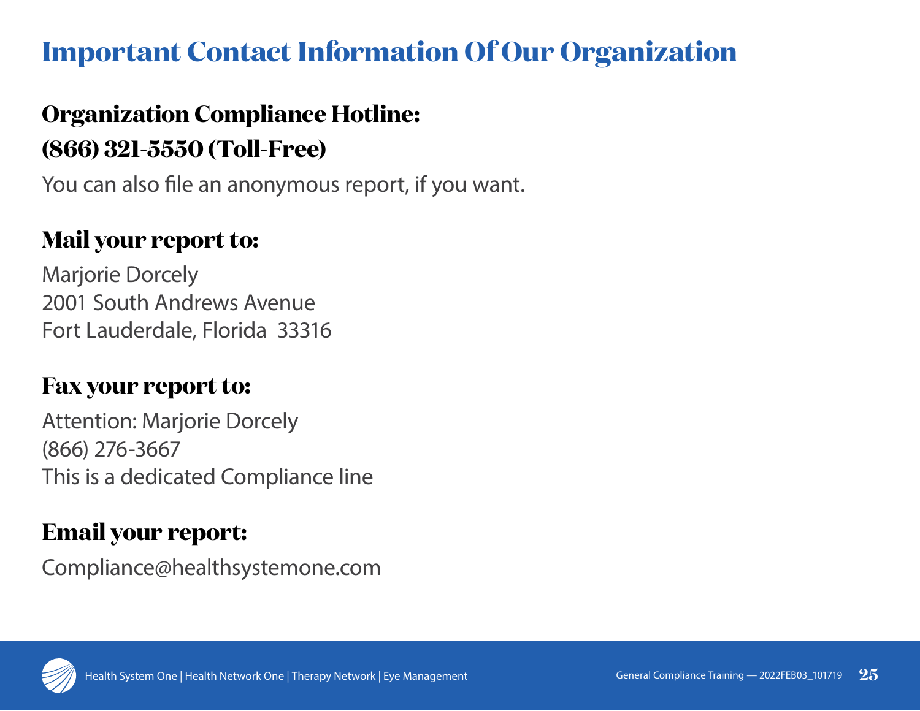# Important Contact Information Of Our Organization

## Organization Compliance Hotline:
## (866) 321-5550 (Toll-Free)

You can also file an anonymous report, if you want.

## Mail your report to:

Marjorie Dorcely
2001 South Andrews Avenue
Fort Lauderdale, Florida 33316

## Fax your report to:

Attention: Marjorie Dorcely
(866) 276-3667
This is a dedicated Compliance line

## Email your report:

Compliance@healthsystemone.com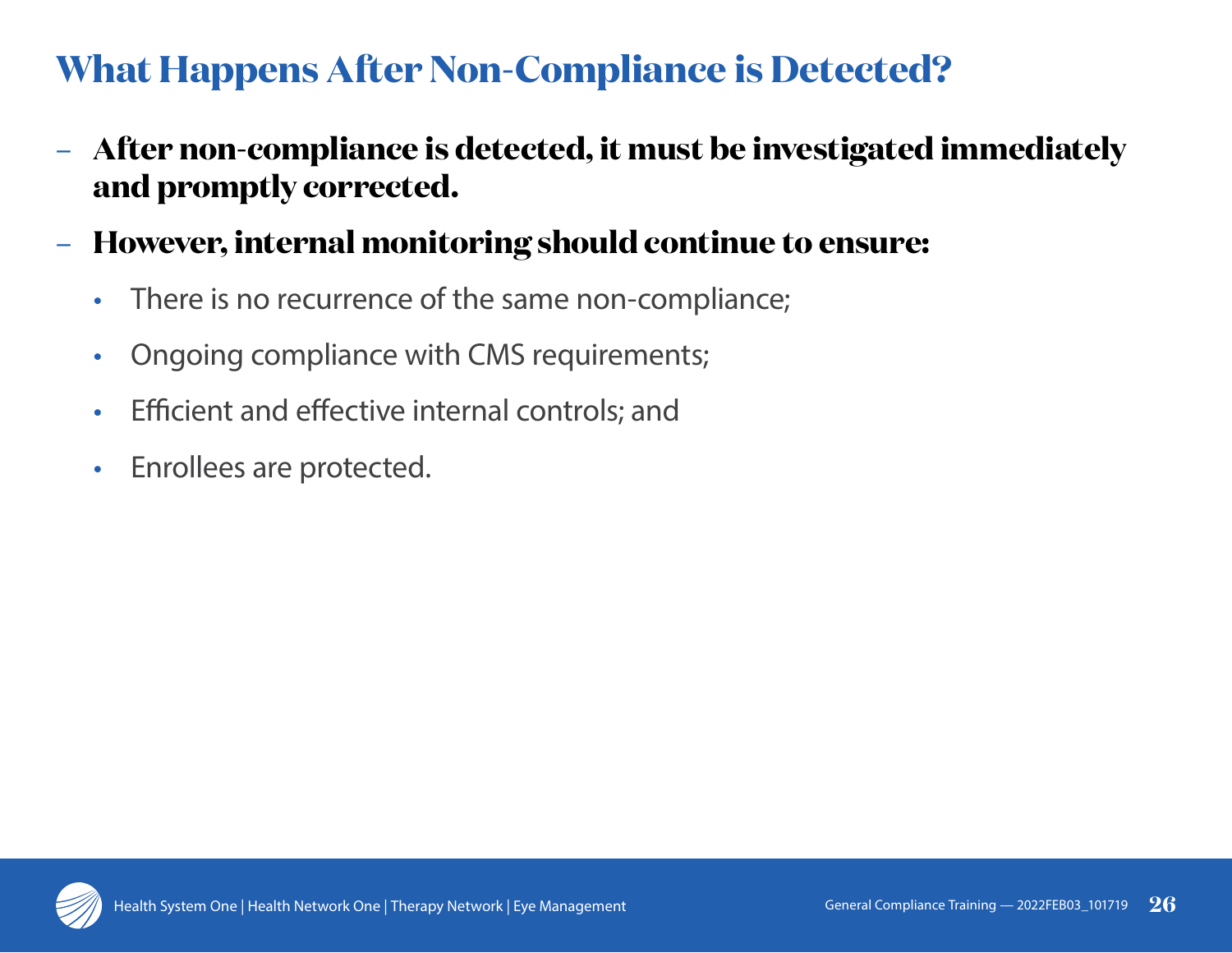# What Happens After Non-Compliance is Detected?

- **After non-compliance is detected, it must be investigated immediately and promptly corrected.**
- **However, internal monitoring should continue to ensure:**
  - There is no recurrence of the same non-compliance;
  - Ongoing compliance with CMS requirements;
  - Efficient and effective internal controls; and
  - Enrollees are protected.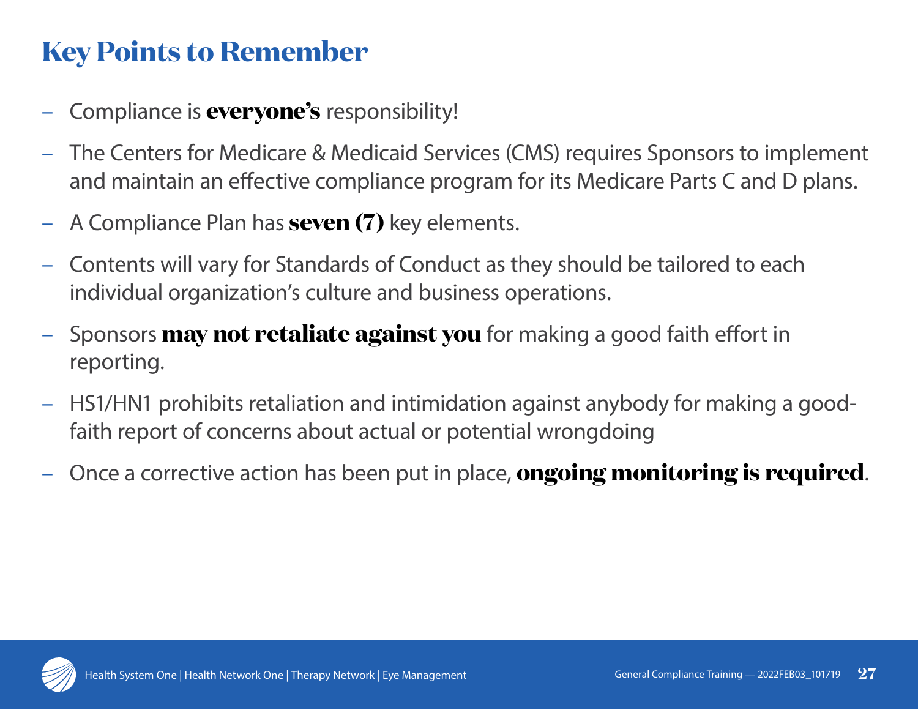# Key Points to Remember

- Compliance is **everyone's** responsibility!
- The Centers for Medicare & Medicaid Services (CMS) requires Sponsors to implement and maintain an effective compliance program for its Medicare Parts C and D plans.
- A Compliance Plan has **seven (7)** key elements.
- Contents will vary for Standards of Conduct as they should be tailored to each individual organization's culture and business operations.
- Sponsors **may not retaliate against you** for making a good faith effort in reporting.
- HS1/HN1 prohibits retaliation and intimidation against anybody for making a good-faith report of concerns about actual or potential wrongdoing
- Once a corrective action has been put in place, **ongoing monitoring is required**.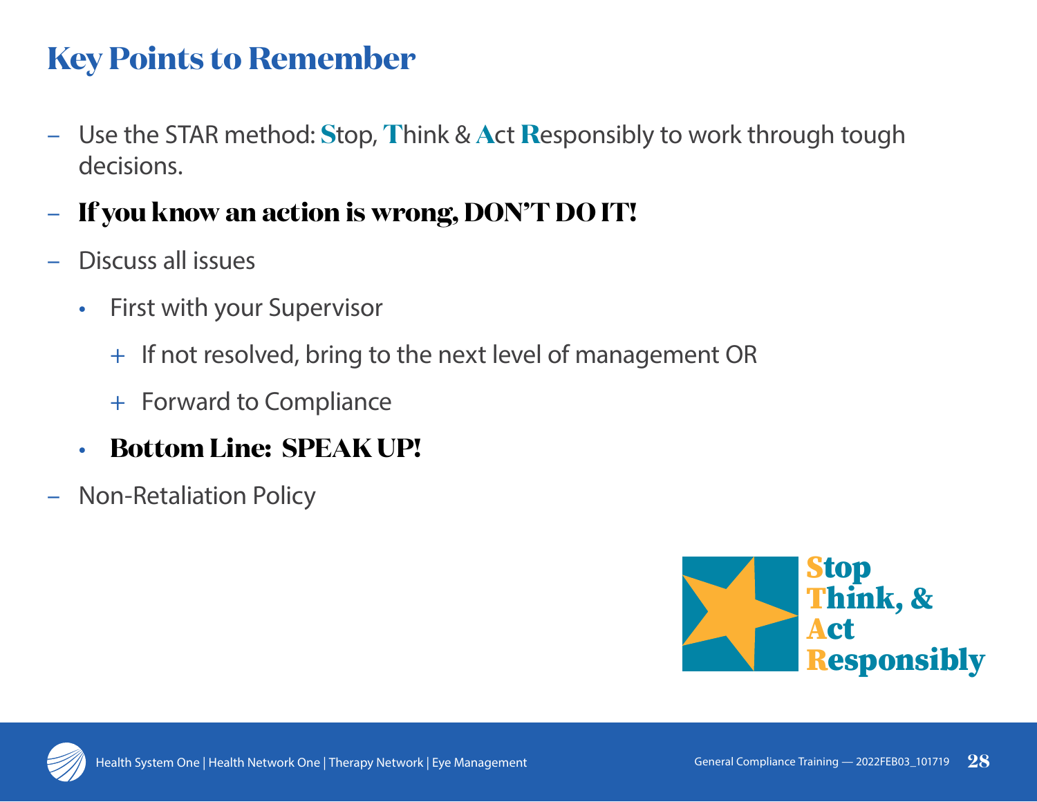# Key Points to Remember

- Use the STAR method: **S**top, **T**hink & **A**ct **R**esponsibly to work through tough decisions.
- **If you know an action is wrong, DON'T DO IT!**
- Discuss all issues
  - First with your Supervisor
    - If not resolved, bring to the next level of management OR
    - Forward to Compliance
  - **Bottom Line: SPEAK UP!**
- Non-Retaliation Policy

**Stop**
**Think, &**
**Act**
**Responsibly**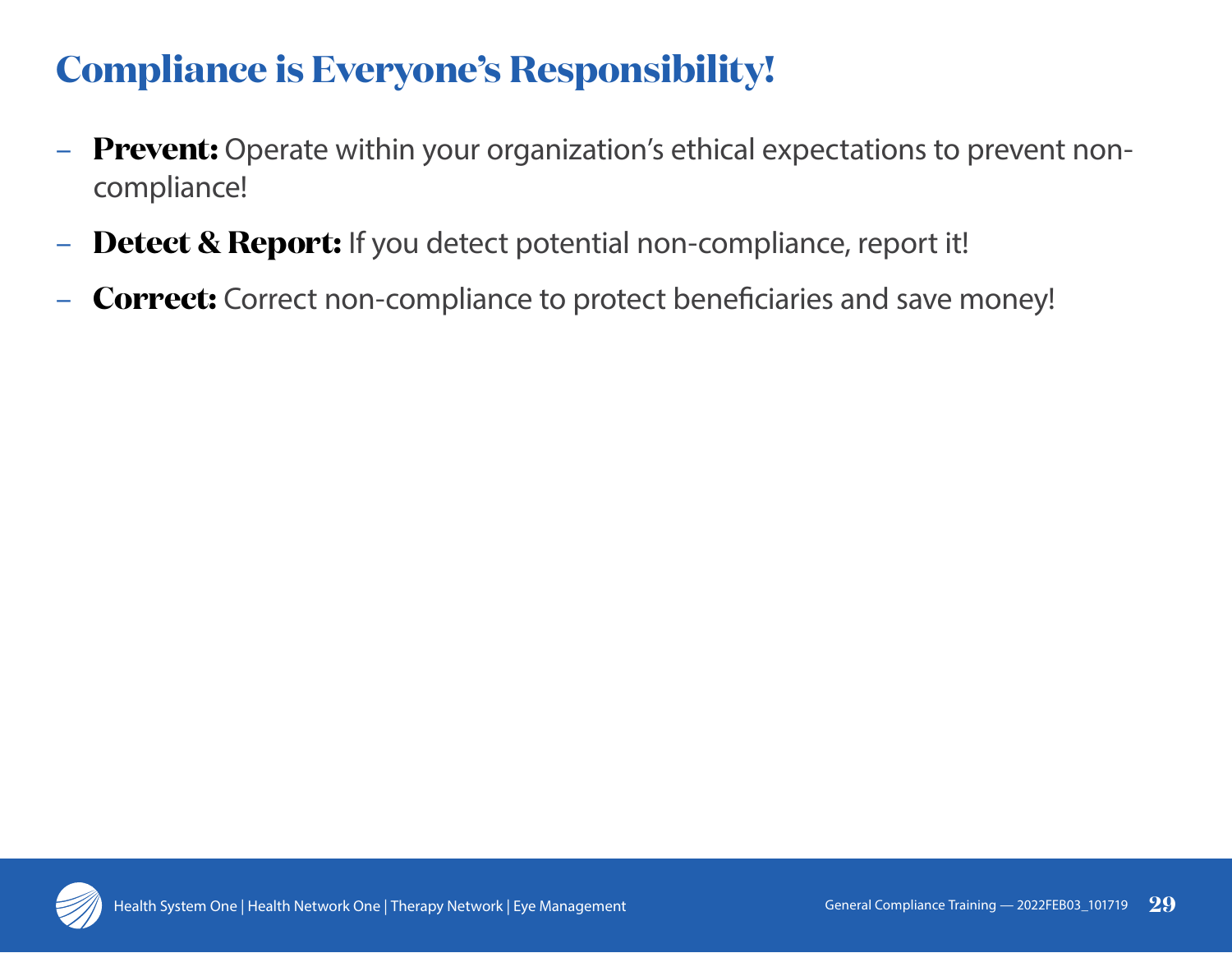# Compliance is Everyone's Responsibility!

- **Prevent:** Operate within your organization's ethical expectations to prevent non-compliance!
- **Detect & Report:** If you detect potential non-compliance, report it!
- **Correct:** Correct non-compliance to protect beneficiaries and save money!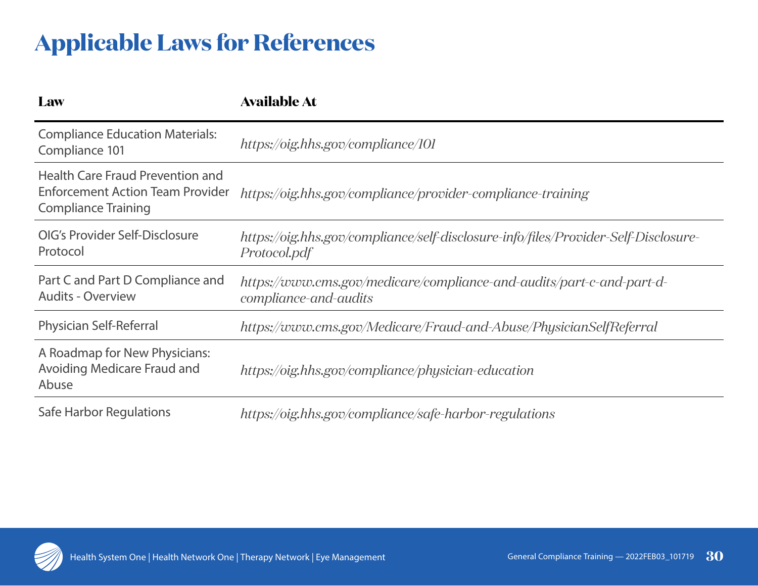# Applicable Laws for References

| Law | Available At |
| --- | --- |
| Compliance Education Materials: Compliance 101 | *https://oig.hhs.gov/compliance/101* |
| Health Care Fraud Prevention and Enforcement Action Team Provider Compliance Training | *https://oig.hhs.gov/compliance/provider-compliance-training* |
| OIG's Provider Self-Disclosure Protocol | *https://oig.hhs.gov/compliance/self-disclosure-info/files/Provider-Self-Disclosure-Protocol.pdf* |
| Part C and Part D Compliance and Audits - Overview | *https://www.cms.gov/medicare/compliance-and-audits/part-c-and-part-d-compliance-and-audits* |
| Physician Self-Referral | *https://www.cms.gov/Medicare/Fraud-and-Abuse/PhysicianSelfReferral* |
| A Roadmap for New Physicians: Avoiding Medicare Fraud and Abuse | *https://oig.hhs.gov/compliance/physician-education* |
| Safe Harbor Regulations | *https://oig.hhs.gov/compliance/safe-harbor-regulations* |